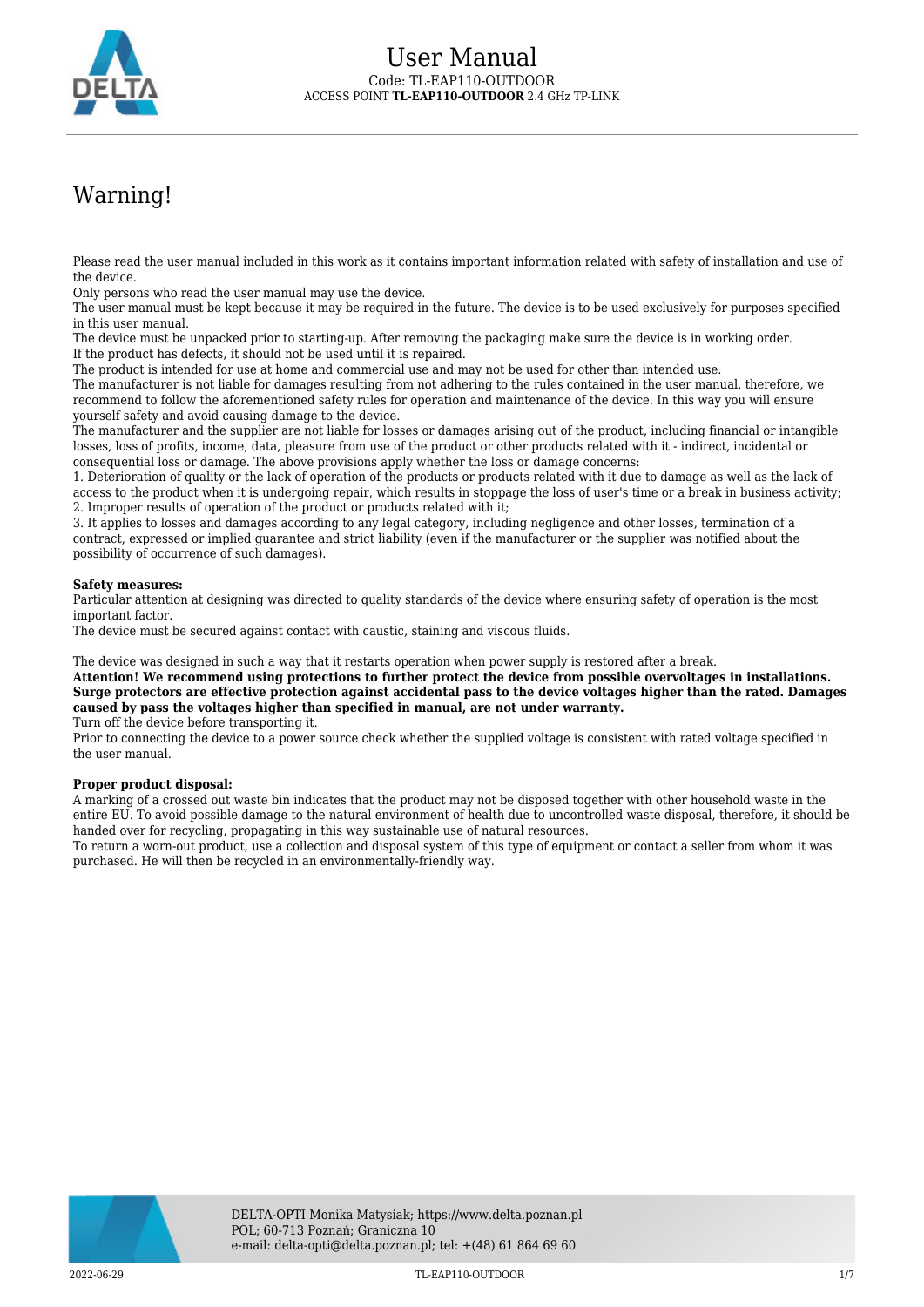# User Manual

Code: TL-EAP110-OUTDOOR

ACCESS POINT **TL-EAP110-OUTDOOR** 2.4 GHz TP-LINK

# Warning!

Please read the user manual included in this work as it contains important information related with safety of installation and use of the device.
Only persons who read the user manual may use the device.
The user manual must be kept because it may be required in the future. The device is to be used exclusively for purposes specified in this user manual.
The device must be unpacked prior to starting-up. After removing the packaging make sure the device is in working order.
If the product has defects, it should not be used until it is repaired.
The product is intended for use at home and commercial use and may not be used for other than intended use.
The manufacturer is not liable for damages resulting from not adhering to the rules contained in the user manual, therefore, we recommend to follow the aforementioned safety rules for operation and maintenance of the device. In this way you will ensure yourself safety and avoid causing damage to the device.
The manufacturer and the supplier are not liable for losses or damages arising out of the product, including financial or intangible losses, loss of profits, income, data, pleasure from use of the product or other products related with it - indirect, incidental or consequential loss or damage. The above provisions apply whether the loss or damage concerns:
1. Deterioration of quality or the lack of operation of the products or products related with it due to damage as well as the lack of access to the product when it is undergoing repair, which results in stoppage the loss of user's time or a break in business activity;
2. Improper results of operation of the product or products related with it;
3. It applies to losses and damages according to any legal category, including negligence and other losses, termination of a contract, expressed or implied guarantee and strict liability (even if the manufacturer or the supplier was notified about the possibility of occurrence of such damages).

**Safety measures:**
Particular attention at designing was directed to quality standards of the device where ensuring safety of operation is the most important factor.
The device must be secured against contact with caustic, staining and viscous fluids.

The device was designed in such a way that it restarts operation when power supply is restored after a break.
**Attention! We recommend using protections to further protect the device from possible overvoltages in installations. Surge protectors are effective protection against accidental pass to the device voltages higher than the rated. Damages caused by pass the voltages higher than specified in manual, are not under warranty.**
Turn off the device before transporting it.
Prior to connecting the device to a power source check whether the supplied voltage is consistent with rated voltage specified in the user manual.

**Proper product disposal:**
A marking of a crossed out waste bin indicates that the product may not be disposed together with other household waste in the entire EU. To avoid possible damage to the natural environment of health due to uncontrolled waste disposal, therefore, it should be handed over for recycling, propagating in this way sustainable use of natural resources.
To return a worn-out product, use a collection and disposal system of this type of equipment or contact a seller from whom it was purchased. He will then be recycled in an environmentally-friendly way.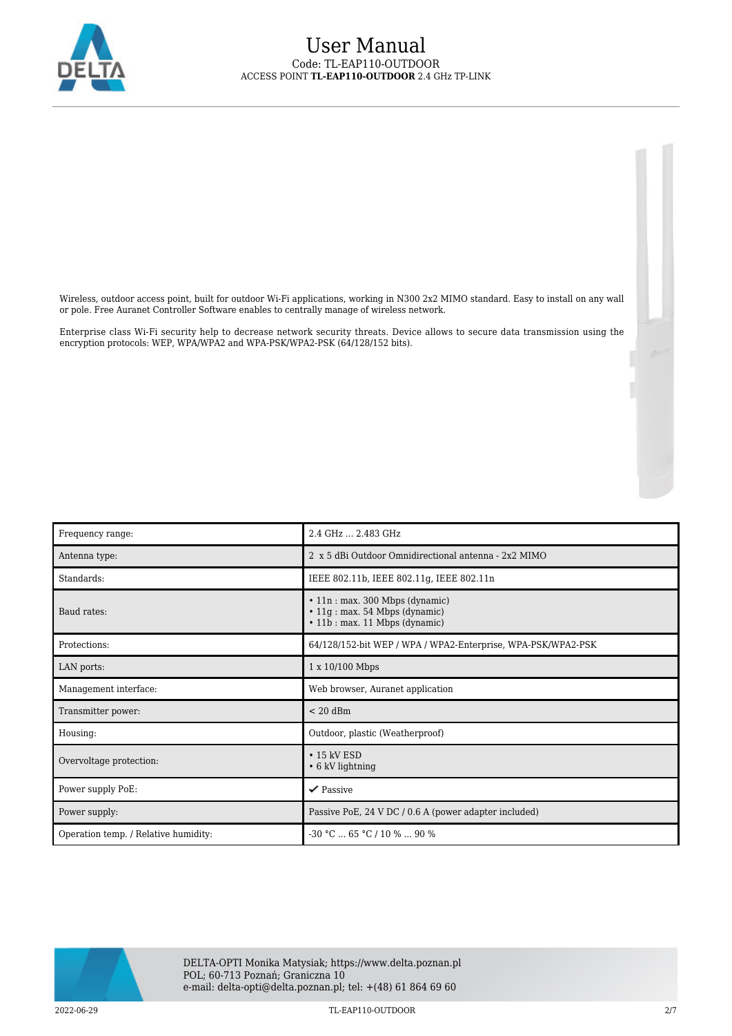Wireless, outdoor access point, built for outdoor Wi-Fi applications, working in N300 2x2 MIMO standard. Easy to install on any wall or pole. Free Auranet Controller Software enables to centrally manage of wireless network.

Enterprise class Wi-Fi security help to decrease network security threats. Device allows to secure data transmission using the encryption protocols: WEP, WPA/WPA2 and WPA-PSK/WPA2-PSK (64/128/152 bits).

| | |
|---|---|
| Frequency range: | 2.4 GHz ... 2.483 GHz |
| Antenna type: | 2 x 5 dBi Outdoor Omnidirectional antenna - 2x2 MIMO |
| Standards: | IEEE 802.11b, IEEE 802.11g, IEEE 802.11n |
| Baud rates: | • 11n : max. 300 Mbps (dynamic)<br>• 11g : max. 54 Mbps (dynamic)<br>• 11b : max. 11 Mbps (dynamic) |
| Protections: | 64/128/152-bit WEP / WPA / WPA2-Enterprise, WPA-PSK/WPA2-PSK |
| LAN ports: | 1 x 10/100 Mbps |
| Management interface: | Web browser, Auranet application |
| Transmitter power: | < 20 dBm |
| Housing: | Outdoor, plastic (Weatherproof) |
| Overvoltage protection: | • 15 kV ESD<br>• 6 kV lightning |
| Power supply PoE: | ✔ Passive |
| Power supply: | Passive PoE, 24 V DC / 0.6 A (power adapter included) |
| Operation temp. / Relative humidity: | -30 °C ... 65 °C / 10 % ... 90 % |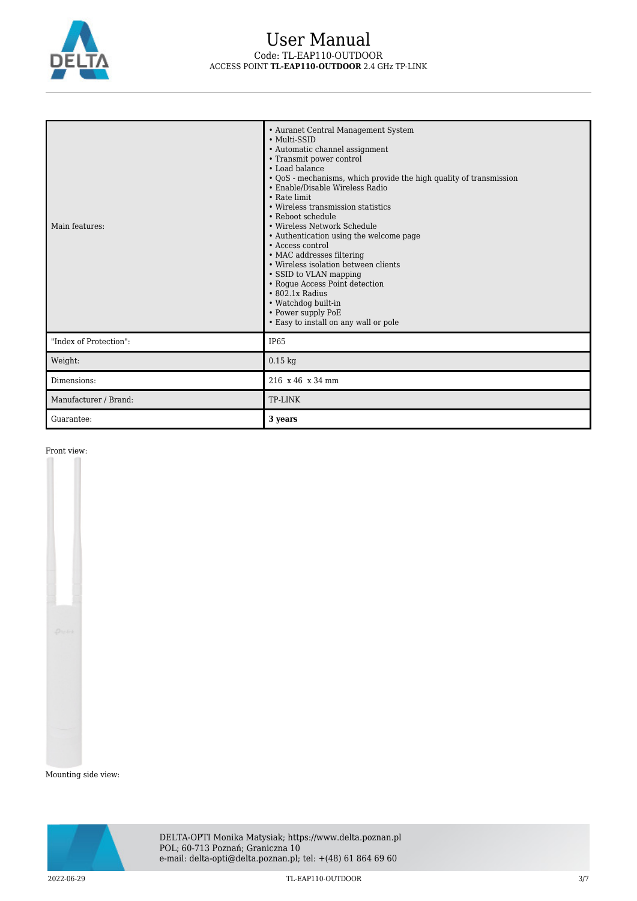| | |
|---|---|
| Main features: | • Auranet Central Management System<br>• Multi-SSID<br>• Automatic channel assignment<br>• Transmit power control<br>• Load balance<br>• QoS - mechanisms, which provide the high quality of transmission<br>• Enable/Disable Wireless Radio<br>• Rate limit<br>• Wireless transmission statistics<br>• Reboot schedule<br>• Wireless Network Schedule<br>• Authentication using the welcome page<br>• Access control<br>• MAC addresses filtering<br>• Wireless isolation between clients<br>• SSID to VLAN mapping<br>• Rogue Access Point detection<br>• 802.1x Radius<br>• Watchdog built-in<br>• Power supply PoE<br>• Easy to install on any wall or pole |
| "Index of Protection": | IP65 |
| Weight: | 0.15 kg |
| Dimensions: | 216 x 46 x 34 mm |
| Manufacturer / Brand: | TP-LINK |
| Guarantee: | **3 years** |

Front view:

Mounting side view: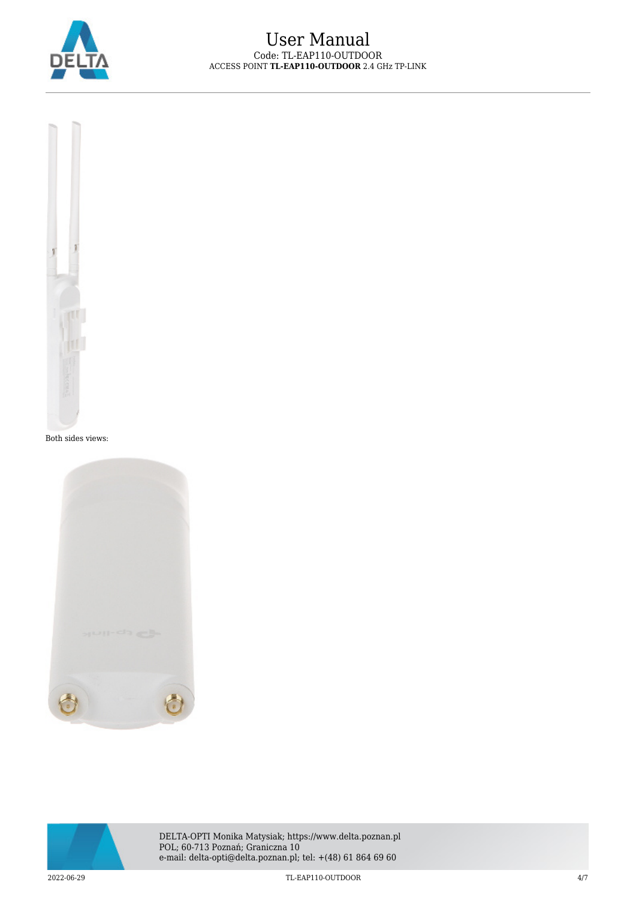Both sides views: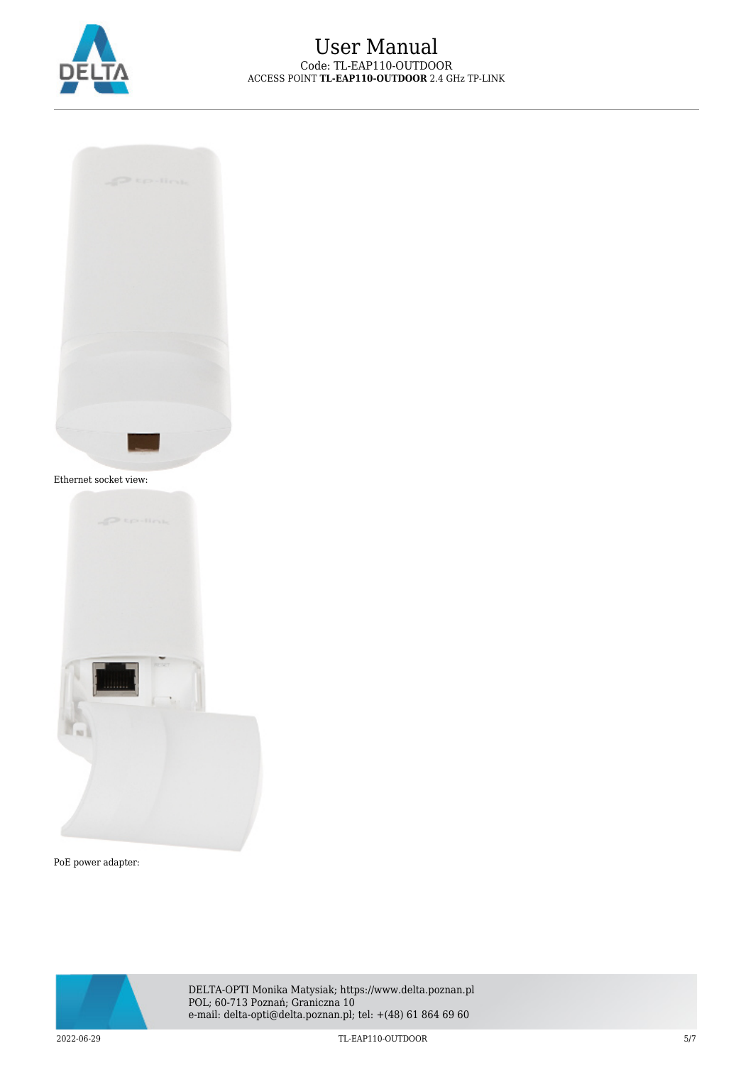Ethernet socket view:

PoE power adapter: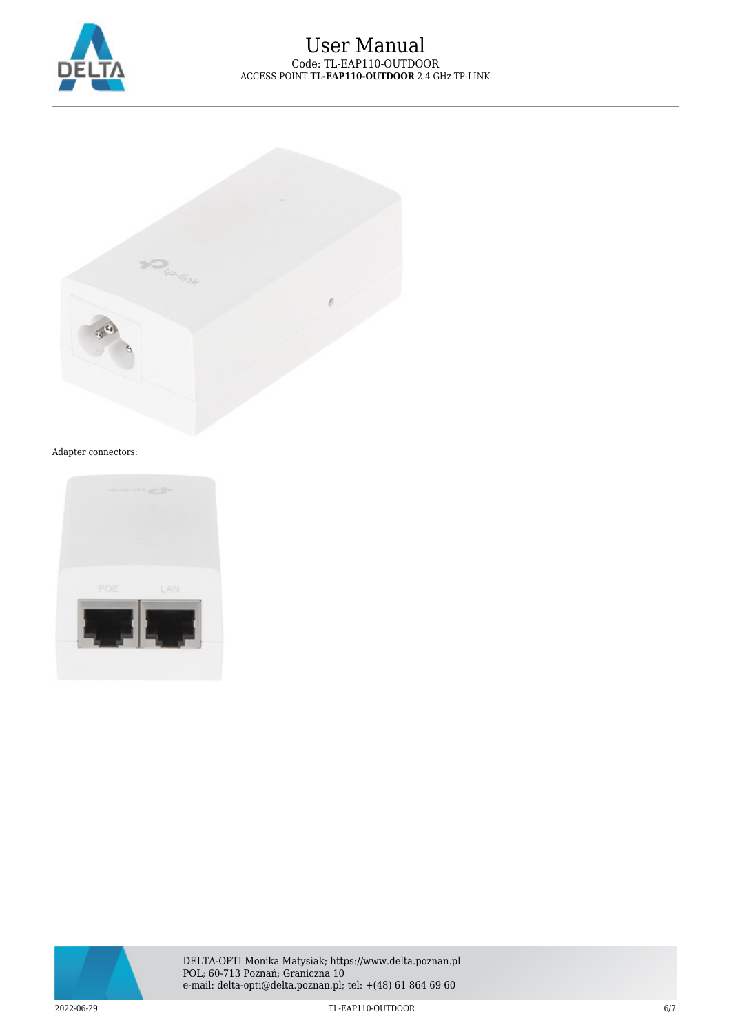Adapter connectors: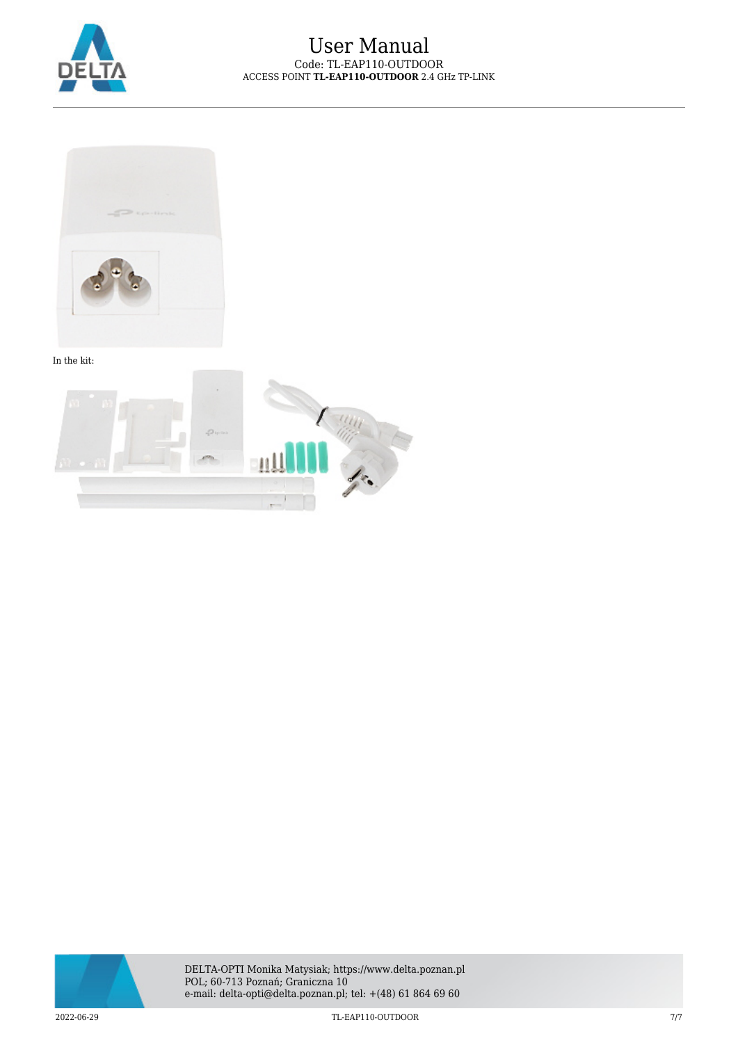In the kit: